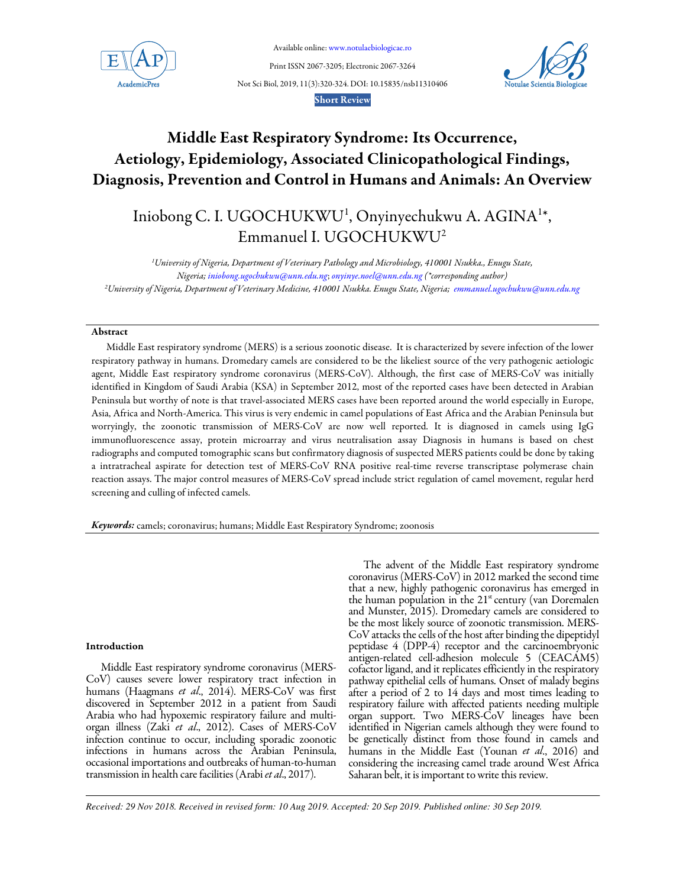Short Review

# Middle East Respiratory Syndrome: Its Occurrence, Aetiology, Epidemiology, Associated Clinicopathological Findings, Diagnosis, Prevention and Control in Humans and Animals: An Overview

Iniobong C. I. UGOCHUKWU[1], Onyinyechukwu A. AGINA[1]*, Emmanuel I. UGOCHUKWU[2]

[1]*University of Nigeria, Department of Veterinary Pathology and Microbiology, 410001 Nsukka., Enugu State, Nigeria; iniobong.ugochukwu@unn.edu.ng; onyinye.noel@unn.edu.ng (\*corresponding author)*
[2]*University of Nigeria, Department of Veterinary Medicine, 410001 Nsukka. Enugu State, Nigeria; emmanuel.ugochukwu@unn.edu.ng*

## Abstract

Middle East respiratory syndrome (MERS) is a serious zoonotic disease. It is characterized by severe infection of the lower respiratory pathway in humans. Dromedary camels are considered to be the likeliest source of the very pathogenic aetiologic agent, Middle East respiratory syndrome coronavirus (MERS-CoV). Although, the first case of MERS-CoV was initially identified in Kingdom of Saudi Arabia (KSA) in September 2012, most of the reported cases have been detected in Arabian Peninsula but worthy of note is that travel-associated MERS cases have been reported around the world especially in Europe, Asia, Africa and North-America. This virus is very endemic in camel populations of East Africa and the Arabian Peninsula but worryingly, the zoonotic transmission of MERS-CoV are now well reported. It is diagnosed in camels using IgG immunofluorescence assay, protein microarray and virus neutralisation assay Diagnosis in humans is based on chest radiographs and computed tomographic scans but confirmatory diagnosis of suspected MERS patients could be done by taking a intratracheal aspirate for detection test of MERS-CoV RNA positive real-time reverse transcriptase polymerase chain reaction assays. The major control measures of MERS-CoV spread include strict regulation of camel movement, regular herd screening and culling of infected camels.

***Keywords:*** camels; coronavirus; humans; Middle East Respiratory Syndrome; zoonosis

## Introduction

Middle East respiratory syndrome coronavirus (MERS-CoV) causes severe lower respiratory tract infection in humans (Haagmans *et al*., 2014). MERS-CoV was first discovered in September 2012 in a patient from Saudi Arabia who had hypoxemic respiratory failure and multi-organ illness (Zaki *et al*., 2012). Cases of MERS-CoV infection continue to occur, including sporadic zoonotic infections in humans across the Arabian Peninsula, occasional importations and outbreaks of human-to-human transmission in health care facilities (Arabi *et al*., 2017).

The advent of the Middle East respiratory syndrome coronavirus (MERS-CoV) in 2012 marked the second time that a new, highly pathogenic coronavirus has emerged in the human population in the 21st century (van Doremalen and Munster, 2015). Dromedary camels are considered to be the most likely source of zoonotic transmission. MERS-CoV attacks the cells of the host after binding the dipeptidyl peptidase 4 (DPP-4) receptor and the carcinoembryonic antigen-related cell-adhesion molecule 5 (CEACAM5) cofactor ligand, and it replicates efficiently in the respiratory pathway epithelial cells of humans. Onset of malady begins after a period of 2 to 14 days and most times leading to respiratory failure with affected patients needing multiple organ support. Two MERS-CoV lineages have been identified in Nigerian camels although they were found to be genetically distinct from those found in camels and humans in the Middle East (Younan *et al*., 2016) and considering the increasing camel trade around West Africa Saharan belt, it is important to write this review.

*Received: 29 Nov 2018. Received in revised form: 10 Aug 2019. Accepted: 20 Sep 2019. Published online: 30 Sep 2019.*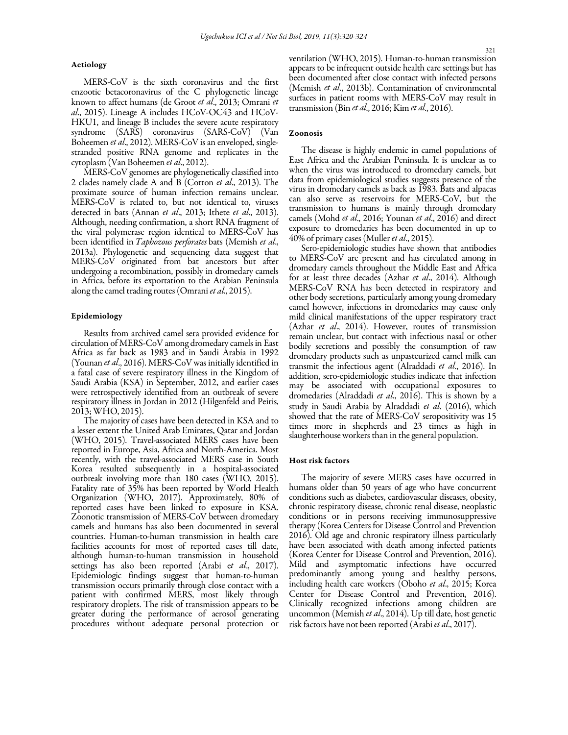## Aetiology

MERS-CoV is the sixth coronavirus and the first enzootic betacoronavirus of the C phylogenetic lineage known to affect humans (de Groot *et al*., 2013; Omrani *et al*., 2015). Lineage A includes HCoV-OC43 and HCoV-HKU1, and lineage B includes the severe acute respiratory syndrome (SARS) coronavirus (SARS-CoV) (Van Boheemen *et al*., 2012). MERS-CoV is an enveloped, single-stranded positive RNA genome and replicates in the cytoplasm (Van Boheemen *et al*., 2012).

MERS-CoV genomes are phylogenetically classified into 2 clades namely clade A and B (Cotton *et al*., 2013). The proximate source of human infection remains unclear. MERS-CoV is related to, but not identical to, viruses detected in bats (Annan *et al*., 2013; Ithete *et al*., 2013). Although, needing confirmation, a short RNA fragment of the viral polymerase region identical to MERS-CoV has been identified in *Taphozous perforates* bats (Memish *et al*., 2013a). Phylogenetic and sequencing data suggest that MERS-CoV originated from bat ancestors but after undergoing a recombination, possibly in dromedary camels in Africa, before its exportation to the Arabian Peninsula along the camel trading routes (Omrani *et al*., 2015).

## Epidemiology

Results from archived camel sera provided evidence for circulation of MERS-CoV among dromedary camels in East Africa as far back as 1983 and in Saudi Arabia in 1992 (Younan *et al*., 2016). MERS-CoV was initially identified in a fatal case of severe respiratory illness in the Kingdom of Saudi Arabia (KSA) in September, 2012, and earlier cases were retrospectively identified from an outbreak of severe respiratory illness in Jordan in 2012 (Hilgenfeld and Peiris, 2013; WHO, 2015).

The majority of cases have been detected in KSA and to a lesser extent the United Arab Emirates, Qatar and Jordan (WHO, 2015). Travel-associated MERS cases have been reported in Europe, Asia, Africa and North-America. Most recently, with the travel-associated MERS case in South Korea resulted subsequently in a hospital-associated outbreak involving more than 180 cases (WHO, 2015). Fatality rate of 35% has been reported by World Health Organization (WHO, 2017). Approximately, 80% of reported cases have been linked to exposure in KSA. Zoonotic transmission of MERS-CoV between dromedary camels and humans has also been documented in several countries. Human-to-human transmission in health care facilities accounts for most of reported cases till date, although human-to-human transmission in household settings has also been reported (Arabi e*t al*., 2017). Epidemiologic findings suggest that human-to-human transmission occurs primarily through close contact with a patient with confirmed MERS, most likely through respiratory droplets. The risk of transmission appears to be greater during the performance of aerosol generating procedures without adequate personal protection or ventilation (WHO, 2015). Human-to-human transmission appears to be infrequent outside health care settings but has been documented after close contact with infected persons (Memish *et al*., 2013b). Contamination of environmental surfaces in patient rooms with MERS-CoV may result in transmission (Bin *et al*., 2016; Kim *et al*., 2016).

## Zoonosis

The disease is highly endemic in camel populations of East Africa and the Arabian Peninsula. It is unclear as to when the virus was introduced to dromedary camels, but data from epidemiological studies suggests presence of the virus in dromedary camels as back as 1983. Bats and alpacas can also serve as reservoirs for MERS-CoV, but the transmission to humans is mainly through dromedary camels (Mohd *et al*., 2016; Younan *et al*., 2016) and direct exposure to dromedaries has been documented in up to 40% of primary cases (Muller *et al*., 2015).

Sero-epidemiologic studies have shown that antibodies to MERS-CoV are present and has circulated among in dromedary camels throughout the Middle East and Africa for at least three decades (Azhar *et al*., 2014). Although MERS-CoV RNA has been detected in respiratory and other body secretions, particularly among young dromedary camel however, infections in dromedaries may cause only mild clinical manifestations of the upper respiratory tract (Azhar *et al*., 2014). However, routes of transmission remain unclear, but contact with infectious nasal or other bodily secretions and possibly the consumption of raw dromedary products such as unpasteurized camel milk can transmit the infectious agent (Alraddadi *et al*., 2016). In addition, sero-epidemiologic studies indicate that infection may be associated with occupational exposures to dromedaries (Alraddadi *et al*., 2016). This is shown by a study in Saudi Arabia by Alraddadi *et al*. (2016), which showed that the rate of MERS-CoV seropositivity was 15 times more in shepherds and 23 times as high in slaughterhouse workers than in the general population.

## Host risk factors

The majority of severe MERS cases have occurred in humans older than 50 years of age who have concurrent conditions such as diabetes, cardiovascular diseases, obesity, chronic respiratory disease, chronic renal disease, neoplastic conditions or in persons receiving immunosuppressive therapy (Korea Centers for Disease Control and Prevention 2016). Old age and chronic respiratory illness particularly have been associated with death among infected patients (Korea Center for Disease Control and Prevention, 2016). Mild and asymptomatic infections have occurred predominantly among young and healthy persons, including health care workers (Oboho *et al*., 2015; Korea Center for Disease Control and Prevention, 2016). Clinically recognized infections among children are uncommon (Memish *et al*., 2014). Up till date, host genetic risk factors have not been reported (Arabi *et al*., 2017).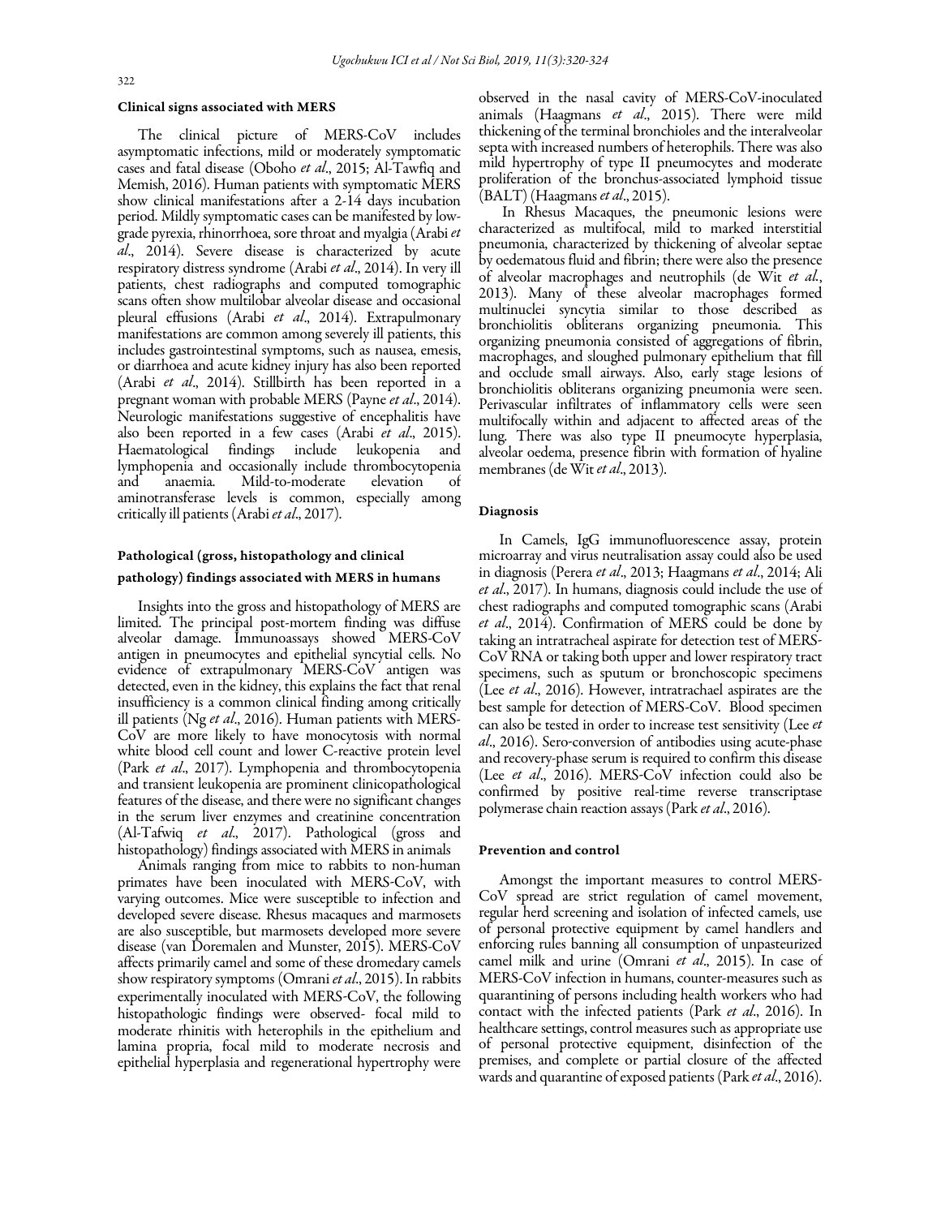## Clinical signs associated with MERS

The clinical picture of MERS-CoV includes asymptomatic infections, mild or moderately symptomatic cases and fatal disease (Oboho *et al*., 2015; Al-Tawfiq and Memish, 2016). Human patients with symptomatic MERS show clinical manifestations after a 2-14 days incubation period. Mildly symptomatic cases can be manifested by low-grade pyrexia, rhinorrhoea, sore throat and myalgia (Arabi *et al*., 2014). Severe disease is characterized by acute respiratory distress syndrome (Arabi *et al*., 2014). In very ill patients, chest radiographs and computed tomographic scans often show multilobar alveolar disease and occasional pleural effusions (Arabi *et al*., 2014). Extrapulmonary manifestations are common among severely ill patients, this includes gastrointestinal symptoms, such as nausea, emesis, or diarrhoea and acute kidney injury has also been reported (Arabi *et al*., 2014). Stillbirth has been reported in a pregnant woman with probable MERS (Payne *et al*., 2014). Neurologic manifestations suggestive of encephalitis have also been reported in a few cases (Arabi *et al*., 2015). Haematological findings include leukopenia and lymphopenia and occasionally include thrombocytopenia and anaemia. Mild-to-moderate elevation of aminotransferase levels is common, especially among critically ill patients (Arabi *et al*., 2017).

## Pathological (gross, histopathology and clinical pathology) findings associated with MERS in humans

Insights into the gross and histopathology of MERS are limited. The principal post-mortem finding was diffuse alveolar damage. Immunoassays showed MERS-CoV antigen in pneumocytes and epithelial syncytial cells. No evidence of extrapulmonary MERS-CoV antigen was detected, even in the kidney, this explains the fact that renal insufficiency is a common clinical finding among critically ill patients (Ng *et al*., 2016). Human patients with MERS-CoV are more likely to have monocytosis with normal white blood cell count and lower C-reactive protein level (Park *et al*., 2017). Lymphopenia and thrombocytopenia and transient leukopenia are prominent clinicopathological features of the disease, and there were no significant changes in the serum liver enzymes and creatinine concentration (Al-Tafwiq *et al*., 2017). Pathological (gross and histopathology) findings associated with MERS in animals

Animals ranging from mice to rabbits to non-human primates have been inoculated with MERS-CoV, with varying outcomes. Mice were susceptible to infection and developed severe disease. Rhesus macaques and marmosets are also susceptible, but marmosets developed more severe disease (van Doremalen and Munster, 2015). MERS-CoV affects primarily camel and some of these dromedary camels show respiratory symptoms (Omrani *et al*., 2015). In rabbits experimentally inoculated with MERS-CoV, the following histopathologic findings were observed- focal mild to moderate rhinitis with heterophils in the epithelium and lamina propria, focal mild to moderate necrosis and epithelial hyperplasia and regenerational hypertrophy were observed in the nasal cavity of MERS-CoV-inoculated animals (Haagmans *et al*., 2015). There were mild thickening of the terminal bronchioles and the interalveolar septa with increased numbers of heterophils. There was also mild hypertrophy of type II pneumocytes and moderate proliferation of the bronchus-associated lymphoid tissue (BALT) (Haagmans *et al*., 2015).

In Rhesus Macaques, the pneumonic lesions were characterized as multifocal, mild to marked interstitial pneumonia, characterized by thickening of alveolar septae by oedematous fluid and fibrin; there were also the presence of alveolar macrophages and neutrophils (de Wit *et al*., 2013). Many of these alveolar macrophages formed multinuclei syncytia similar to those described as bronchiolitis obliterans organizing pneumonia. This organizing pneumonia consisted of aggregations of fibrin, macrophages, and sloughed pulmonary epithelium that fill and occlude small airways. Also, early stage lesions of bronchiolitis obliterans organizing pneumonia were seen. Perivascular infiltrates of inflammatory cells were seen multifocally within and adjacent to affected areas of the lung. There was also type II pneumocyte hyperplasia, alveolar oedema, presence fibrin with formation of hyaline membranes (de Wit *et al*., 2013).

## Diagnosis

In Camels, IgG immunofluorescence assay, protein microarray and virus neutralisation assay could also be used in diagnosis (Perera *et al*., 2013; Haagmans *et al*., 2014; Ali *et al*., 2017). In humans, diagnosis could include the use of chest radiographs and computed tomographic scans (Arabi *et al*., 2014). Confirmation of MERS could be done by taking an intratracheal aspirate for detection test of MERS-CoV RNA or taking both upper and lower respiratory tract specimens, such as sputum or bronchoscopic specimens (Lee *et al*., 2016). However, intratrachael aspirates are the best sample for detection of MERS-CoV. Blood specimen can also be tested in order to increase test sensitivity (Lee *et al*., 2016). Sero-conversion of antibodies using acute-phase and recovery-phase serum is required to confirm this disease (Lee *et al*., 2016). MERS-CoV infection could also be confirmed by positive real-time reverse transcriptase polymerase chain reaction assays (Park *et al*., 2016).

## Prevention and control

Amongst the important measures to control MERS-CoV spread are strict regulation of camel movement, regular herd screening and isolation of infected camels, use of personal protective equipment by camel handlers and enforcing rules banning all consumption of unpasteurized camel milk and urine (Omrani *et al*., 2015). In case of MERS-CoV infection in humans, counter-measures such as quarantining of persons including health workers who had contact with the infected patients (Park *et al*., 2016). In healthcare settings, control measures such as appropriate use of personal protective equipment, disinfection of the premises, and complete or partial closure of the affected wards and quarantine of exposed patients (Park *et al*., 2016).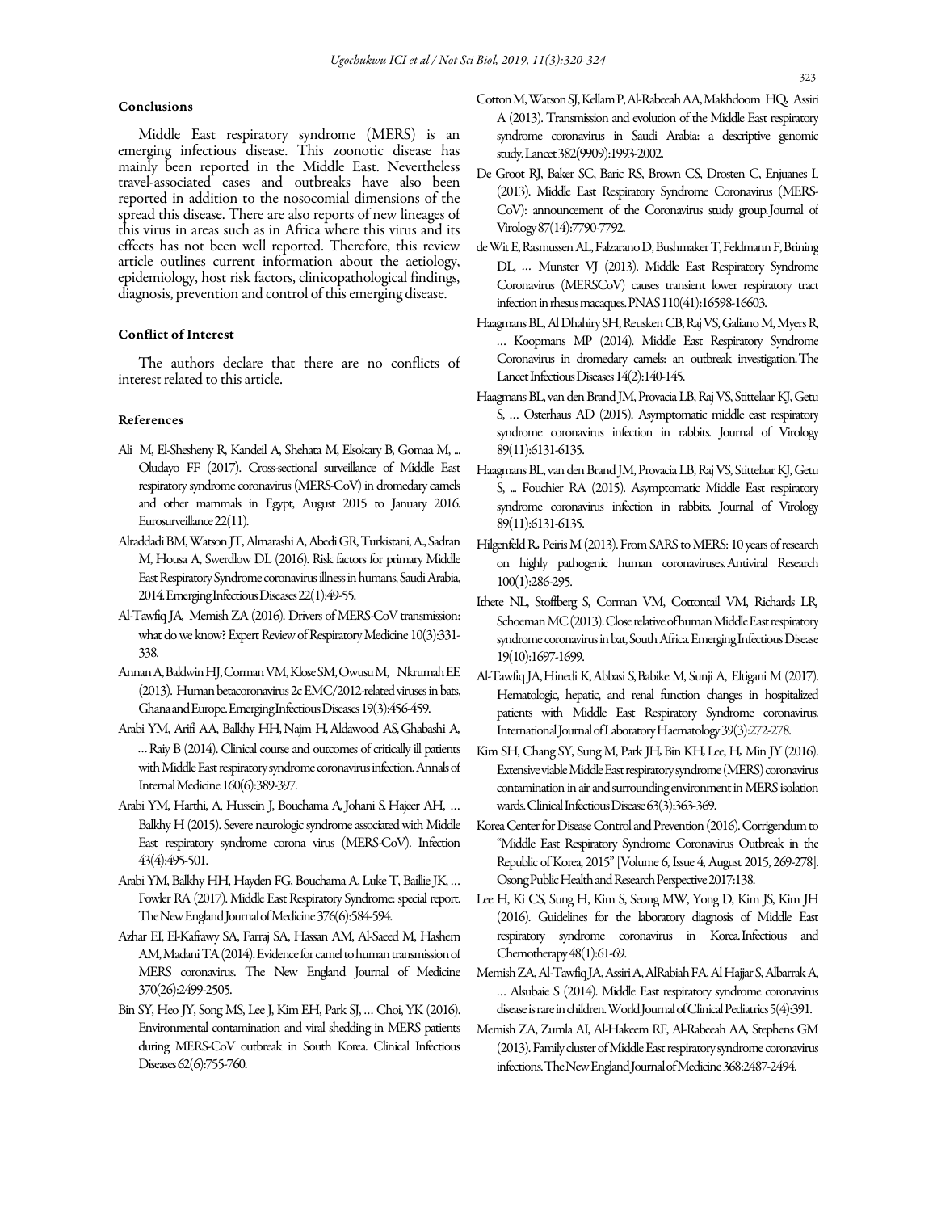## Conclusions

Middle East respiratory syndrome (MERS) is an emerging infectious disease. This zoonotic disease has mainly been reported in the Middle East. Nevertheless travel-associated cases and outbreaks have also been reported in addition to the nosocomial dimensions of the spread this disease. There are also reports of new lineages of this virus in areas such as in Africa where this virus and its effects has not been well reported. Therefore, this review article outlines current information about the aetiology, epidemiology, host risk factors, clinicopathological findings, diagnosis, prevention and control of this emerging disease.

## Conflict of Interest

The authors declare that there are no conflicts of interest related to this article.

## References

Ali M, El-Shesheny R, Kandeil A, Shehata M, Elsokary B, Gomaa M, ... Oludayo FF (2017). Cross-sectional surveillance of Middle East respiratory syndrome coronavirus (MERS-CoV) in dromedary camels and other mammals in Egypt, August 2015 to January 2016. Eurosurveillance 22(11).

Alraddadi BM, Watson JT, Almarashi A, Abedi GR, Turkistani, A., Sadran M, Housa A, Swerdlow DL (2016). Risk factors for primary Middle East Respiratory Syndrome coronavirus illness in humans, Saudi Arabia, 2014. Emerging Infectious Diseases 22(1):49-55.

Al-Tawfiq JA, Memish ZA (2016). Drivers of MERS-CoV transmission: what do we know? Expert Review of Respiratory Medicine 10(3):331-338.

Annan A, Baldwin HJ, Corman VM, Klose SM, Owusu M, Nkrumah EE (2013). Human betacoronavirus 2c EMC/2012-related viruses in bats, Ghana and Europe. Emerging Infectious Diseases 19(3):456-459.

Arabi YM, Arifi AA, Balkhy HH, Najm H, Aldawood AS, Ghabashi A, ... Raiy B (2014). Clinical course and outcomes of critically ill patients with Middle East respiratory syndrome coronavirus infection. Annals of Internal Medicine 160(6):389-397.

Arabi YM, Harthi, A, Hussein J, Bouchama A, Johani S. Hajeer AH, ... Balkhy H (2015). Severe neurologic syndrome associated with Middle East respiratory syndrome corona virus (MERS-CoV). Infection 43(4):495-501.

Arabi YM, Balkhy HH, Hayden FG, Bouchama A, Luke T, Baillie JK, ... Fowler RA (2017). Middle East Respiratory Syndrome: special report. The New England Journal of Medicine 376(6):584-594.

Azhar EI, El-Kafrawy SA, Farraj SA, Hassan AM, Al-Saeed M, Hashem AM, Madani TA (2014). Evidence for camel to human transmission of MERS coronavirus. The New England Journal of Medicine 370(26):2499-2505.

Bin SY, Heo JY, Song MS, Lee J, Kim EH, Park SJ, … Choi, YK (2016). Environmental contamination and viral shedding in MERS patients during MERS-CoV outbreak in South Korea. Clinical Infectious Diseases 62(6):755-760.

Cotton M, Watson SJ, Kellam P, Al-Rabeeah AA, Makhdoom HQ, Assiri A (2013). Transmission and evolution of the Middle East respiratory syndrome coronavirus in Saudi Arabia: a descriptive genomic study. Lancet 382(9909):1993-2002.

De Groot RJ, Baker SC, Baric RS, Brown CS, Drosten C, Enjuanes L (2013). Middle East Respiratory Syndrome Coronavirus (MERS-CoV): announcement of the Coronavirus study group. Journal of Virology 87(14):7790-7792.

de Wit E, Rasmussen AL, Falzarano D, Bushmaker T, Feldmann F, Brining DL, … Munster VJ (2013). Middle East Respiratory Syndrome Coronavirus (MERSCoV) causes transient lower respiratory tract infection in rhesus macaques. PNAS 110(41):16598-16603.

Haagmans BL, Al Dhahiry SH, Reusken CB, Raj VS, Galiano M, Myers R, … Koopmans MP (2014). Middle East Respiratory Syndrome Coronavirus in dromedary camels: an outbreak investigation. The Lancet Infectious Diseases 14(2):140-145.

Haagmans BL, van den Brand JM, Provacia LB, Raj VS, Stittelaar KJ, Getu S, … Osterhaus AD (2015). Asymptomatic middle east respiratory syndrome coronavirus infection in rabbits. Journal of Virology 89(11):6131-6135.

Haagmans BL, van den Brand JM, Provacia LB, Raj VS, Stittelaar KJ, Getu S, ... Fouchier RA (2015). Asymptomatic Middle East respiratory syndrome coronavirus infection in rabbits. Journal of Virology 89(11):6131-6135.

Hilgenfeld R, Peiris M (2013). From SARS to MERS: 10 years of research on highly pathogenic human coronaviruses. Antiviral Research 100(1):286-295.

Ithete NL, Stoffberg S, Corman VM, Cottontail VM, Richards LR, Schoeman MC (2013). Close relative of human Middle East respiratory syndrome coronavirus in bat, South Africa. Emerging Infectious Disease 19(10):1697-1699.

Al-Tawfiq JA, Hinedi K, Abbasi S, Babike M, Sunji A, Eltigani M (2017). Hematologic, hepatic, and renal function changes in hospitalized patients with Middle East Respiratory Syndrome coronavirus. International Journal of Laboratory Haematology 39(3):272-278.

Kim SH, Chang SY, Sung M, Park JH, Bin KH, Lee, H, Min JY (2016). Extensive viable Middle East respiratory syndrome (MERS) coronavirus contamination in air and surrounding environment in MERS isolation wards. Clinical Infectious Disease 63(3):363-369.

Korea Center for Disease Control and Prevention (2016). Corrigendum to "Middle East Respiratory Syndrome Coronavirus Outbreak in the Republic of Korea, 2015" [Volume 6, Issue 4, August 2015, 269-278]. Osong Public Health and Research Perspective 2017:138.

Lee H, Ki CS, Sung H, Kim S, Seong MW, Yong D, Kim JS, Kim JH (2016). Guidelines for the laboratory diagnosis of Middle East respiratory syndrome coronavirus in Korea. Infectious and Chemotherapy 48(1):61-69.

Memish ZA, Al-Tawfiq JA, Assiri A, AlRabiah FA, Al Hajjar S, Albarrak A, … Alsubaie S (2014). Middle East respiratory syndrome coronavirus disease is rare in children. World Journal of Clinical Pediatrics 5(4):391.

Memish ZA, Zumla AI, Al-Hakeem RF, Al-Rabeeah AA, Stephens GM (2013). Family cluster of Middle East respiratory syndrome coronavirus infections. The New England Journal of Medicine 368:2487-2494.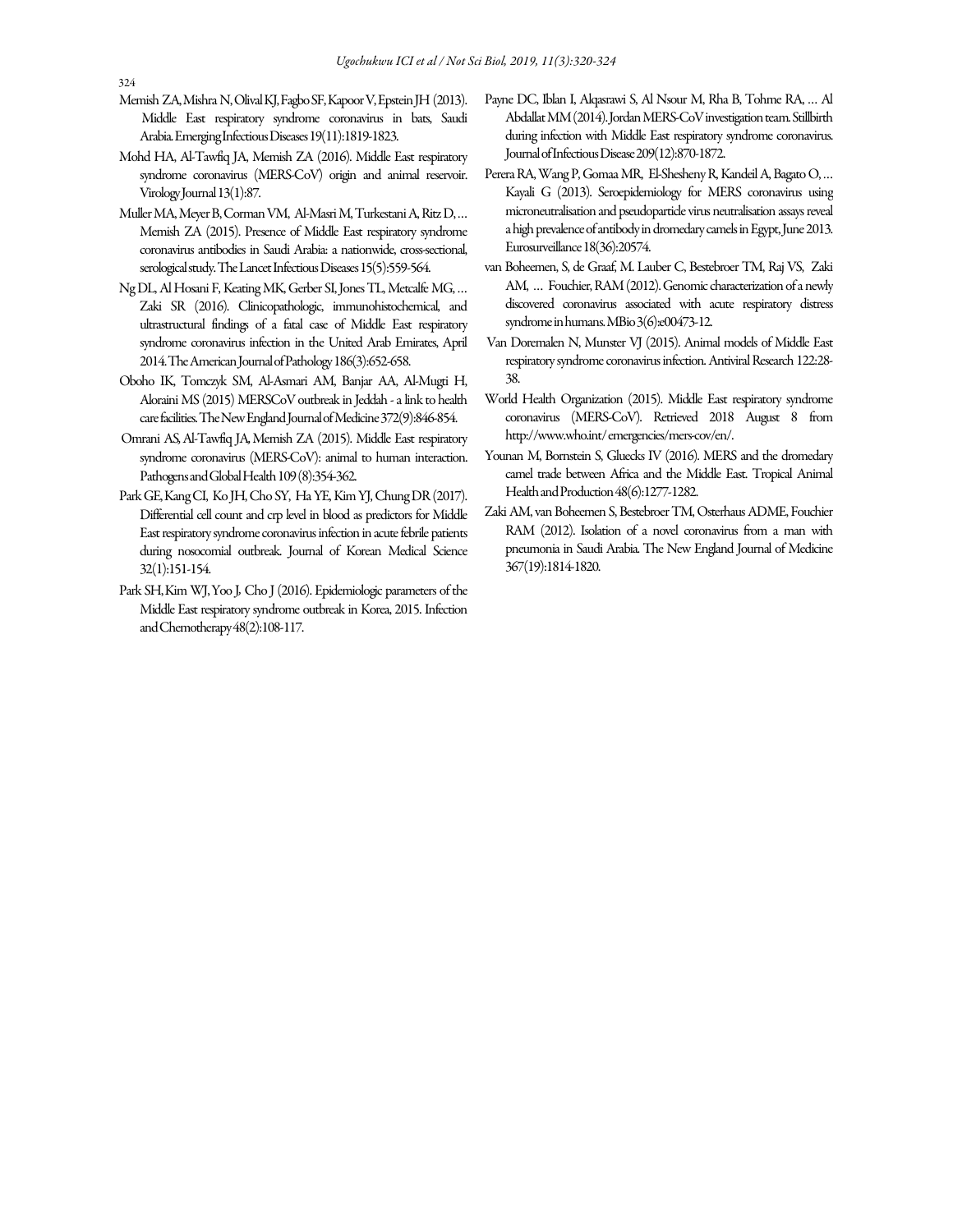Memish ZA, Mishra N, Olival KJ, Fagbo SF, Kapoor V, Epstein JH (2013). Middle East respiratory syndrome coronavirus in bats, Saudi Arabia. Emerging Infectious Diseases 19(11):1819-1823.

Mohd HA, Al-Tawfiq JA, Memish ZA (2016). Middle East respiratory syndrome coronavirus (MERS-CoV) origin and animal reservoir. Virology Journal 13(1):87.

Muller MA, Meyer B, Corman VM, Al-Masri M, Turkestani A, Ritz D, … Memish ZA (2015). Presence of Middle East respiratory syndrome coronavirus antibodies in Saudi Arabia: a nationwide, cross-sectional, serological study. The Lancet Infectious Diseases 15(5):559-564.

Ng DL, Al Hosani F, Keating MK, Gerber SI, Jones TL, Metcalfe MG, … Zaki SR (2016). Clinicopathologic, immunohistochemical, and ultrastructural findings of a fatal case of Middle East respiratory syndrome coronavirus infection in the United Arab Emirates, April 2014. The American Journal of Pathology 186(3):652-658.

Oboho IK, Tomczyk SM, Al-Asmari AM, Banjar AA, Al-Mugti H, Aloraini MS (2015) MERSCoV outbreak in Jeddah - a link to health care facilities. The New England Journal of Medicine 372(9):846-854.

Omrani AS, Al-Tawfiq JA, Memish ZA (2015). Middle East respiratory syndrome coronavirus (MERS-CoV): animal to human interaction. Pathogens and Global Health 109 (8):354-362.

Park GE, Kang CI, Ko JH, Cho SY, Ha YE, Kim YJ, Chung DR (2017). Differential cell count and crp level in blood as predictors for Middle East respiratory syndrome coronavirus infection in acute febrile patients during nosocomial outbreak. Journal of Korean Medical Science 32(1):151-154.

Park SH, Kim WJ, Yoo J, Cho J (2016). Epidemiologic parameters of the Middle East respiratory syndrome outbreak in Korea, 2015. Infection and Chemotherapy 48(2):108-117.

Payne DC, Iblan I, Alqasrawi S, Al Nsour M, Rha B, Tohme RA, … Al Abdallat MM (2014). Jordan MERS-CoV investigation team. Stillbirth during infection with Middle East respiratory syndrome coronavirus. Journal of Infectious Disease 209(12):870-1872.

Perera RA, Wang P, Gomaa MR, El-Shesheny R, Kandeil A, Bagato O, … Kayali G (2013). Seroepidemiology for MERS coronavirus using microneutralisation and pseudoparticle virus neutralisation assays reveal a high prevalence of antibody in dromedary camels in Egypt, June 2013. Eurosurveillance 18(36):20574.

van Boheemen, S, de Graaf, M. Lauber C, Bestebroer TM, Raj VS, Zaki AM, … Fouchier, RAM (2012). Genomic characterization of a newly discovered coronavirus associated with acute respiratory distress syndrome in humans. MBio 3(6):e00473-12.

Van Doremalen N, Munster VJ (2015). Animal models of Middle East respiratory syndrome coronavirus infection. Antiviral Research 122:28-38.

World Health Organization (2015). Middle East respiratory syndrome coronavirus (MERS-CoV). Retrieved 2018 August 8 from http://www.who.int/emergencies/mers-cov/en/.

Younan M, Bornstein S, Gluecks IV (2016). MERS and the dromedary camel trade between Africa and the Middle East. Tropical Animal Health and Production 48(6):1277-1282.

Zaki AM, van Boheemen S, Bestebroer TM, Osterhaus ADME, Fouchier RAM (2012). Isolation of a novel coronavirus from a man with pneumonia in Saudi Arabia. The New England Journal of Medicine 367(19):1814-1820.